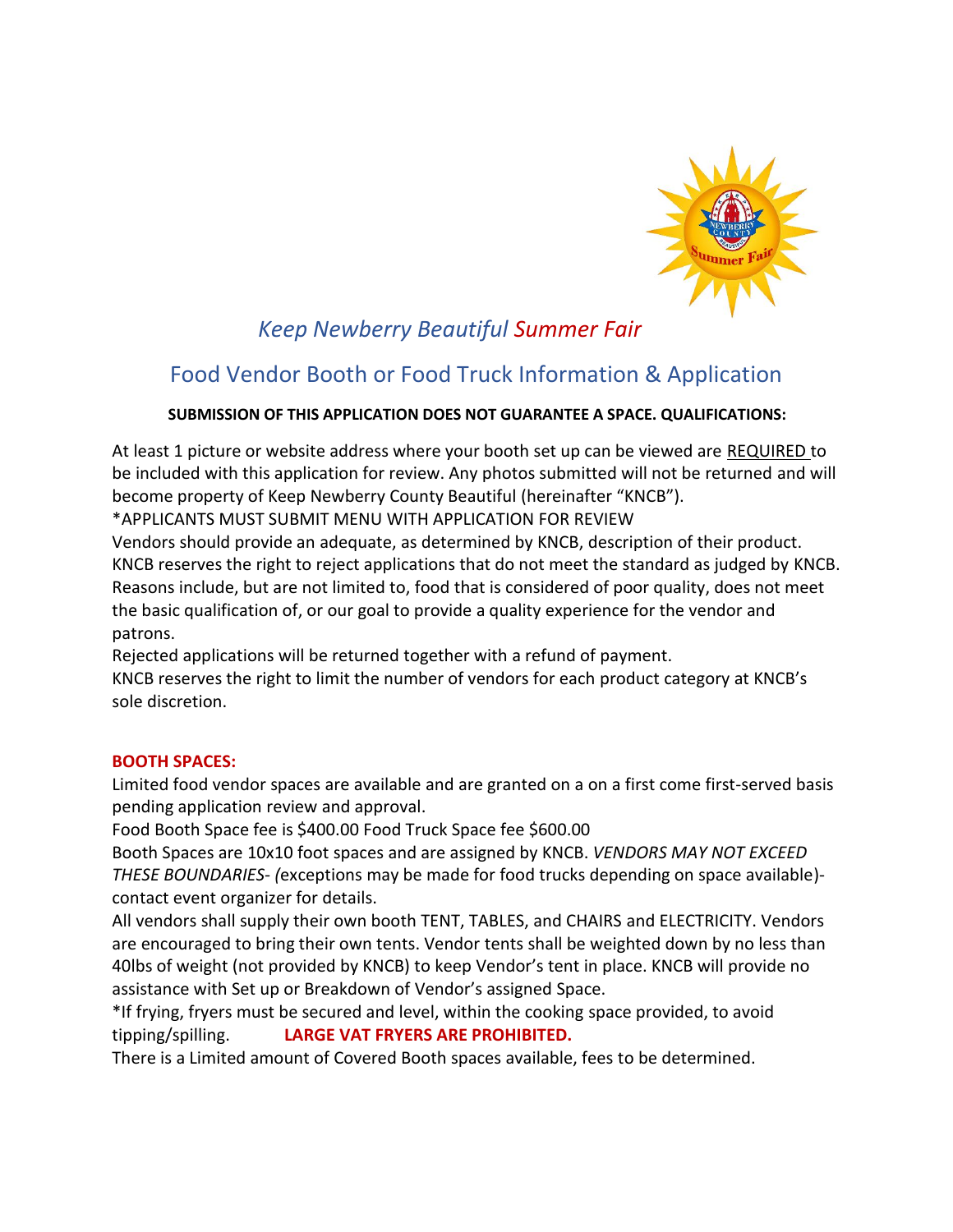# *Keep Newberry Beautiful Summer Fair*

## Food Vendor Booth or Food Truck Information & Application

**SUBMISSION OF THIS APPLICATION DOES NOT GUARANTEE A SPACE. QUALIFICATIONS:**

At least 1 picture or website address where your booth set up can be viewed are REQUIRED to be included with this application for review. Any photos submitted will not be returned and will become property of Keep Newberry County Beautiful (hereinafter "KNCB").

*APPLICANTS MUST SUBMIT MENU WITH APPLICATION FOR REVIEW

Vendors should provide an adequate, as determined by KNCB, description of their product. KNCB reserves the right to reject applications that do not meet the standard as judged by KNCB. Reasons include, but are not limited to, food that is considered of poor quality, does not meet the basic qualification of, or our goal to provide a quality experience for the vendor and patrons.

Rejected applications will be returned together with a refund of payment.

KNCB reserves the right to limit the number of vendors for each product category at KNCB's sole discretion.

**BOOTH SPACES:**

Limited food vendor spaces are available and are granted on a on a first come first-served basis pending application review and approval.

Food Booth Space fee is $400.00 Food Truck Space fee $600.00

Booth Spaces are 10x10 foot spaces and are assigned by KNCB. *VENDORS MAY NOT EXCEED THESE BOUNDARIES- (*exceptions may be made for food trucks depending on space available)- contact event organizer for details.

All vendors shall supply their own booth TENT, TABLES, and CHAIRS and ELECTRICITY. Vendors are encouraged to bring their own tents. Vendor tents shall be weighted down by no less than 40lbs of weight (not provided by KNCB) to keep Vendor's tent in place. KNCB will provide no assistance with Set up or Breakdown of Vendor's assigned Space.

*If frying, fryers must be secured and level, within the cooking space provided, to avoid tipping/spilling. **LARGE VAT FRYERS ARE PROHIBITED.**

There is a Limited amount of Covered Booth spaces available, fees to be determined.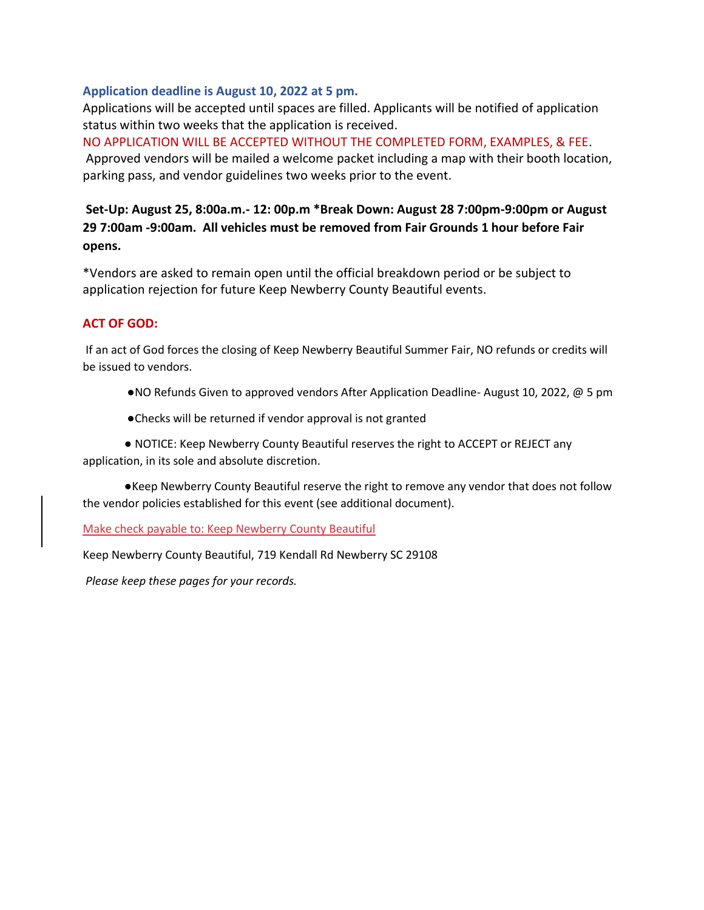**Application deadline is August 10, 2022 at 5 pm.**

Applications will be accepted until spaces are filled. Applicants will be notified of application status within two weeks that the application is received.

NO APPLICATION WILL BE ACCEPTED WITHOUT THE COMPLETED FORM, EXAMPLES, & FEE.

Approved vendors will be mailed a welcome packet including a map with their booth location, parking pass, and vendor guidelines two weeks prior to the event.

**Set-Up: August 25, 8:00a.m.- 12: 00p.m *Break Down: August 28 7:00pm-9:00pm or August 29 7:00am -9:00am. All vehicles must be removed from Fair Grounds 1 hour before Fair opens.**

*Vendors are asked to remain open until the official breakdown period or be subject to application rejection for future Keep Newberry County Beautiful events.

**ACT OF GOD:**

If an act of God forces the closing of Keep Newberry Beautiful Summer Fair, NO refunds or credits will be issued to vendors.

- NO Refunds Given to approved vendors After Application Deadline- August 10, 2022, @ 5 pm
- Checks will be returned if vendor approval is not granted
- NOTICE: Keep Newberry County Beautiful reserves the right to ACCEPT or REJECT any application, in its sole and absolute discretion.
- Keep Newberry County Beautiful reserve the right to remove any vendor that does not follow the vendor policies established for this event (see additional document).

Make check payable to: Keep Newberry County Beautiful

Keep Newberry County Beautiful, 719 Kendall Rd Newberry SC 29108

*Please keep these pages for your records.*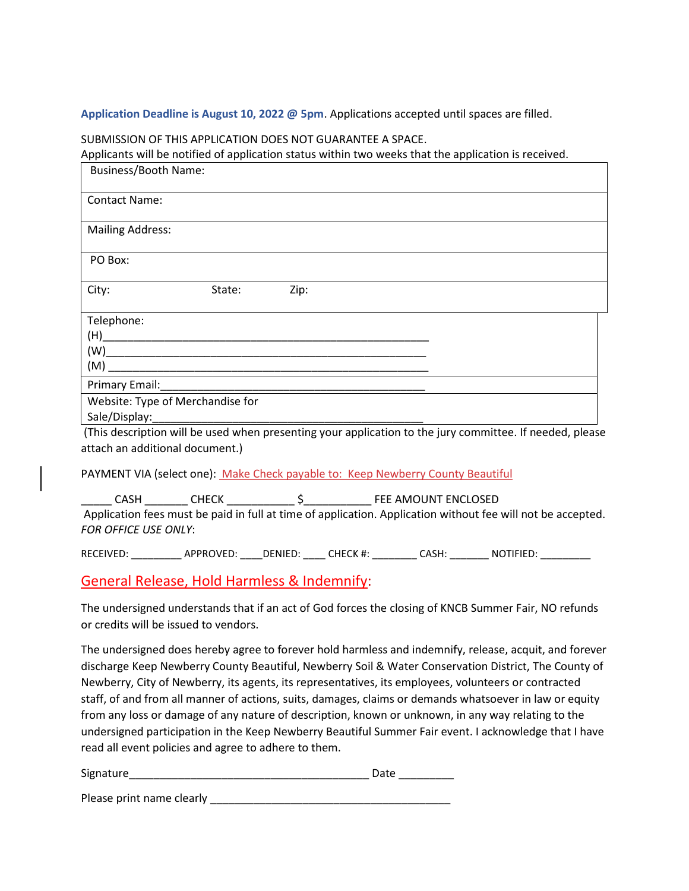**Application Deadline is August 10, 2022 @ 5pm**. Applications accepted until spaces are filled.

SUBMISSION OF THIS APPLICATION DOES NOT GUARANTEE A SPACE.
Applicants will be notified of application status within two weeks that the application is received.

| Business/Booth Name: | | |
|---|---|---|
| Contact Name: | | |
| Mailing Address: | | |
| PO Box: | | |
| City: | State: | Zip: |
| Telephone:<br>(H)_______________________________________________________<br>(W)_______________________________________________________<br>(M) _______________________________________________________ | | |
| Primary Email:_____________________________________________ | | |
| Website: Type of Merchandise for Sale/Display:_____________________________________________ | | |

(This description will be used when presenting your application to the jury committee. If needed, please attach an additional document.)

PAYMENT VIA (select one): Make Check payable to: Keep Newberry County Beautiful

_____ CASH _______ CHECK ___________ $___________ FEE AMOUNT ENCLOSED

Application fees must be paid in full at time of application. Application without fee will not be accepted.

*FOR OFFICE USE ONLY*:

RECEIVED: _________ APPROVED: ____DENIED: ____ CHECK #: ________ CASH: _______ NOTIFIED: _________

## General Release, Hold Harmless & Indemnify:

The undersigned understands that if an act of God forces the closing of KNCB Summer Fair, NO refunds or credits will be issued to vendors.

The undersigned does hereby agree to forever hold harmless and indemnify, release, acquit, and forever discharge Keep Newberry County Beautiful, Newberry Soil & Water Conservation District, The County of Newberry, City of Newberry, its agents, its representatives, its employees, volunteers or contracted staff, of and from all manner of actions, suits, damages, claims or demands whatsoever in law or equity from any loss or damage of any nature of description, known or unknown, in any way relating to the undersigned participation in the Keep Newberry Beautiful Summer Fair event. I acknowledge that I have read all event policies and agree to adhere to them.

Signature________________________________________ Date _________

Please print name clearly ________________________________________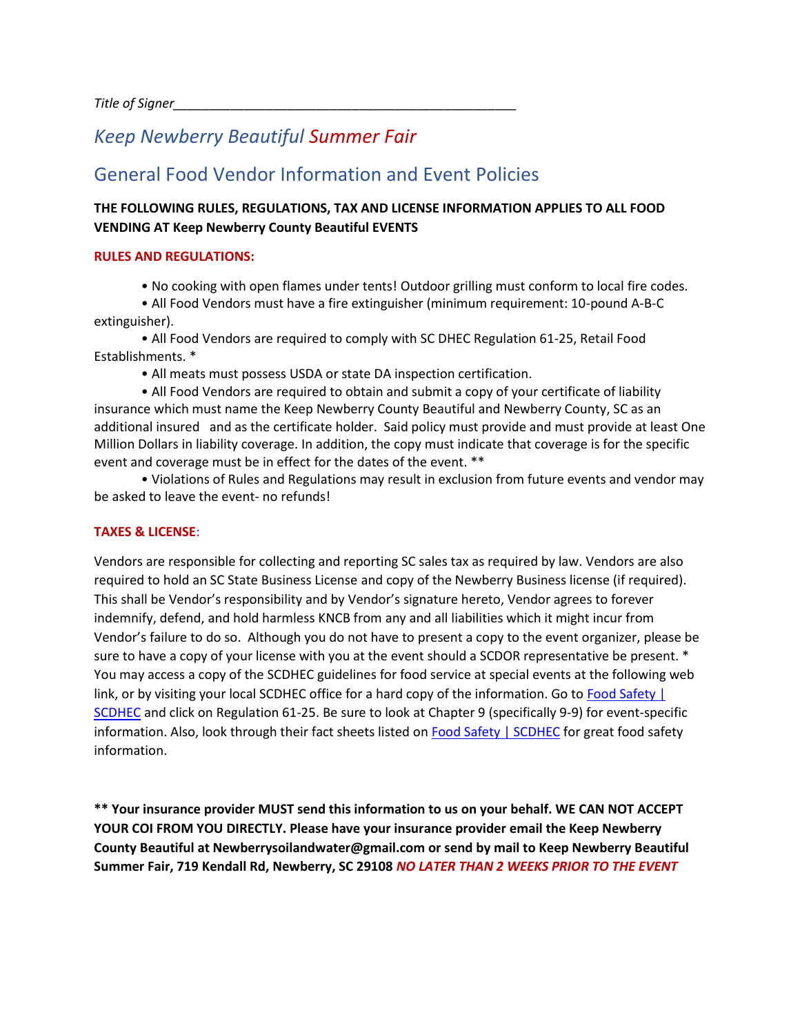*Title of Signer*________________________________________________

## *Keep Newberry Beautiful Summer Fair*

## General Food Vendor Information and Event Policies

**THE FOLLOWING RULES, REGULATIONS, TAX AND LICENSE INFORMATION APPLIES TO ALL FOOD VENDING AT Keep Newberry County Beautiful EVENTS**

**RULES AND REGULATIONS:**

- No cooking with open flames under tents! Outdoor grilling must conform to local fire codes.
- All Food Vendors must have a fire extinguisher (minimum requirement: 10-pound A-B-C extinguisher).
- All Food Vendors are required to comply with SC DHEC Regulation 61-25, Retail Food Establishments. *
- All meats must possess USDA or state DA inspection certification.
- All Food Vendors are required to obtain and submit a copy of your certificate of liability insurance which must name the Keep Newberry County Beautiful and Newberry County, SC as an additional insured and as the certificate holder. Said policy must provide and must provide at least One Million Dollars in liability coverage. In addition, the copy must indicate that coverage is for the specific event and coverage must be in effect for the dates of the event. **
- Violations of Rules and Regulations may result in exclusion from future events and vendor may be asked to leave the event- no refunds!

**TAXES & LICENSE**:

Vendors are responsible for collecting and reporting SC sales tax as required by law. Vendors are also required to hold an SC State Business License and copy of the Newberry Business license (if required). This shall be Vendor's responsibility and by Vendor's signature hereto, Vendor agrees to forever indemnify, defend, and hold harmless KNCB from any and all liabilities which it might incur from Vendor's failure to do so. Although you do not have to present a copy to the event organizer, please be sure to have a copy of your license with you at the event should a SCDOR representative be present. * You may access a copy of the SCDHEC guidelines for food service at special events at the following web link, or by visiting your local SCDHEC office for a hard copy of the information. Go to Food Safety | SCDHEC and click on Regulation 61-25. Be sure to look at Chapter 9 (specifically 9-9) for event-specific information. Also, look through their fact sheets listed on Food Safety | SCDHEC for great food safety information.

**** Your insurance provider MUST send this information to us on your behalf. WE CAN NOT ACCEPT YOUR COI FROM YOU DIRECTLY. Please have your insurance provider email the Keep Newberry County Beautiful at Newberrysoilandwater@gmail.com or send by mail to Keep Newberry Beautiful Summer Fair, 719 Kendall Rd, Newberry, SC 29108** ***NO LATER THAN 2 WEEKS PRIOR TO THE EVENT***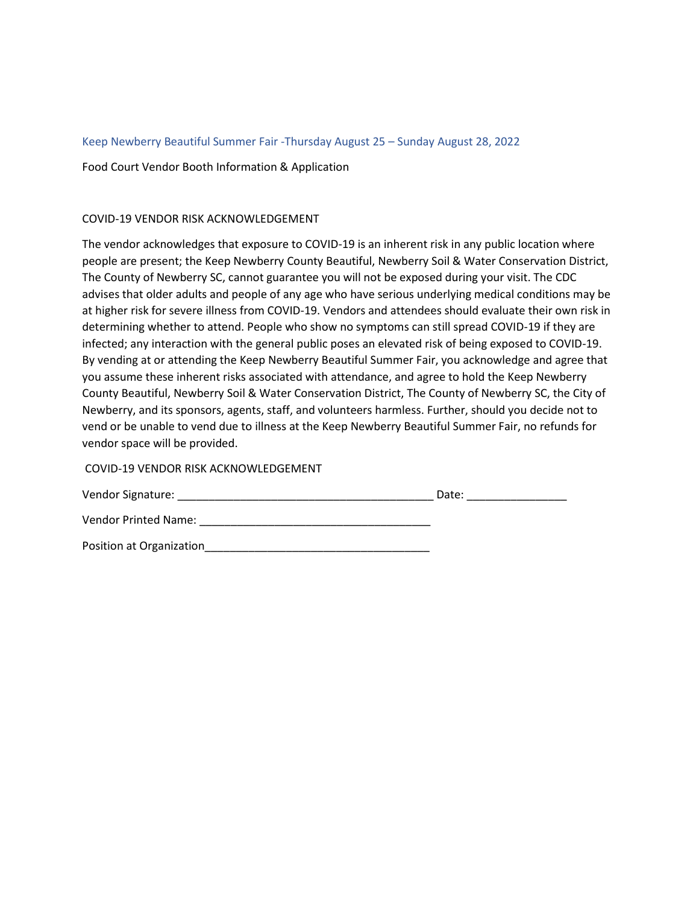Keep Newberry Beautiful Summer Fair -Thursday August 25 – Sunday August 28, 2022

Food Court Vendor Booth Information & Application

COVID-19 VENDOR RISK ACKNOWLEDGEMENT

The vendor acknowledges that exposure to COVID-19 is an inherent risk in any public location where people are present; the Keep Newberry County Beautiful, Newberry Soil & Water Conservation District, The County of Newberry SC, cannot guarantee you will not be exposed during your visit. The CDC advises that older adults and people of any age who have serious underlying medical conditions may be at higher risk for severe illness from COVID-19. Vendors and attendees should evaluate their own risk in determining whether to attend. People who show no symptoms can still spread COVID-19 if they are infected; any interaction with the general public poses an elevated risk of being exposed to COVID-19. By vending at or attending the Keep Newberry Beautiful Summer Fair, you acknowledge and agree that you assume these inherent risks associated with attendance, and agree to hold the Keep Newberry County Beautiful, Newberry Soil & Water Conservation District, The County of Newberry SC, the City of Newberry, and its sponsors, agents, staff, and volunteers harmless. Further, should you decide not to vend or be unable to vend due to illness at the Keep Newberry Beautiful Summer Fair, no refunds for vendor space will be provided.

COVID-19 VENDOR RISK ACKNOWLEDGEMENT

Vendor Signature: ________________________________________ Date: _______________

Vendor Printed Name: ____________________________________

Position at Organization____________________________________